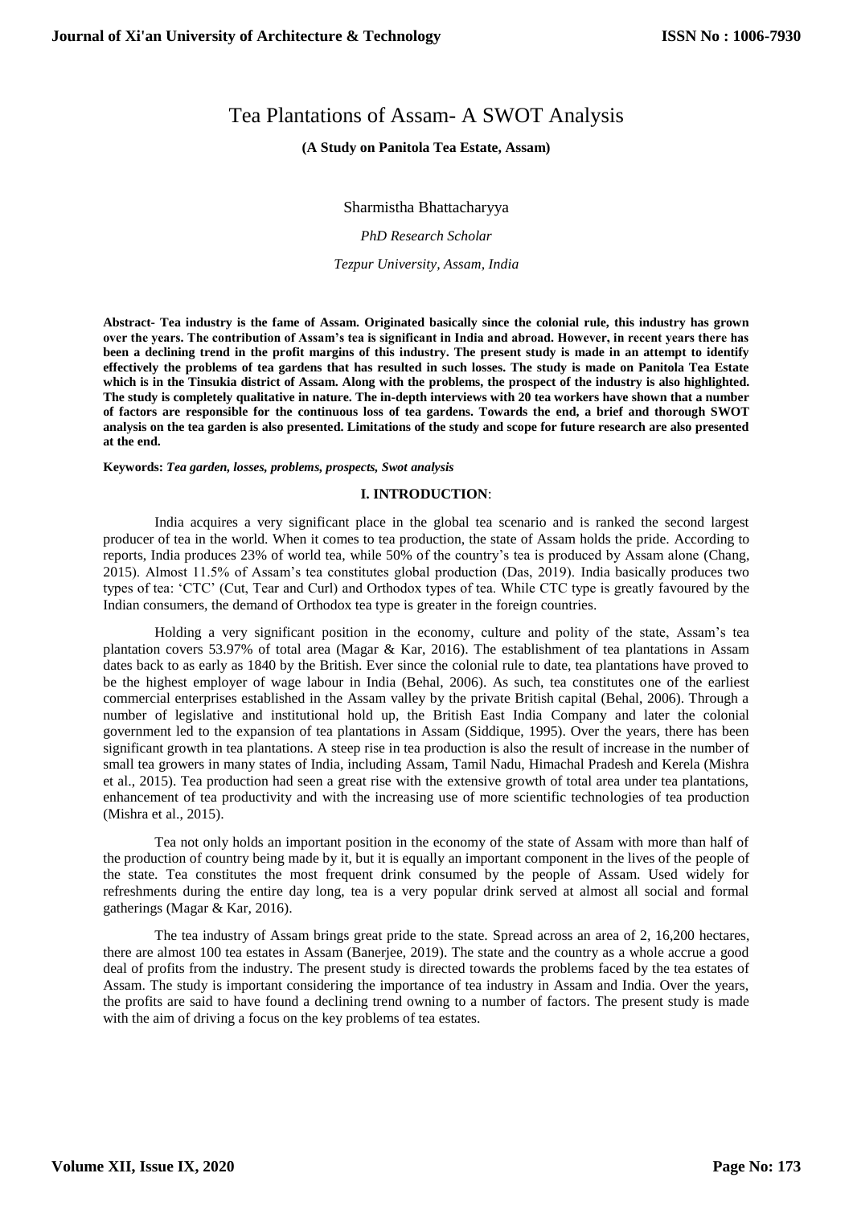# Tea Plantations of Assam- A SWOT Analysis

**(A Study on Panitola Tea Estate, Assam)**

Sharmistha Bhattacharyya

*PhD Research Scholar*

*Tezpur University, Assam, India*

**Abstract- Tea industry is the fame of Assam. Originated basically since the colonial rule, this industry has grown over the years. The contribution of Assam's tea is significant in India and abroad. However, in recent years there has been a declining trend in the profit margins of this industry. The present study is made in an attempt to identify effectively the problems of tea gardens that has resulted in such losses. The study is made on Panitola Tea Estate which is in the Tinsukia district of Assam. Along with the problems, the prospect of the industry is also highlighted. The study is completely qualitative in nature. The in-depth interviews with 20 tea workers have shown that a number of factors are responsible for the continuous loss of tea gardens. Towards the end, a brief and thorough SWOT analysis on the tea garden is also presented. Limitations of the study and scope for future research are also presented at the end.**

**Keywords:** ***Tea garden, losses, problems, prospects, Swot analysis***

## I. INTRODUCTION:

India acquires a very significant place in the global tea scenario and is ranked the second largest producer of tea in the world. When it comes to tea production, the state of Assam holds the pride. According to reports, India produces 23% of world tea, while 50% of the country's tea is produced by Assam alone (Chang, 2015). Almost 11.5% of Assam's tea constitutes global production (Das, 2019). India basically produces two types of tea: 'CTC' (Cut, Tear and Curl) and Orthodox types of tea. While CTC type is greatly favoured by the Indian consumers, the demand of Orthodox tea type is greater in the foreign countries.

Holding a very significant position in the economy, culture and polity of the state, Assam's tea plantation covers 53.97% of total area (Magar & Kar, 2016). The establishment of tea plantations in Assam dates back to as early as 1840 by the British. Ever since the colonial rule to date, tea plantations have proved to be the highest employer of wage labour in India (Behal, 2006). As such, tea constitutes one of the earliest commercial enterprises established in the Assam valley by the private British capital (Behal, 2006). Through a number of legislative and institutional hold up, the British East India Company and later the colonial government led to the expansion of tea plantations in Assam (Siddique, 1995). Over the years, there has been significant growth in tea plantations. A steep rise in tea production is also the result of increase in the number of small tea growers in many states of India, including Assam, Tamil Nadu, Himachal Pradesh and Kerela (Mishra et al., 2015). Tea production had seen a great rise with the extensive growth of total area under tea plantations, enhancement of tea productivity and with the increasing use of more scientific technologies of tea production (Mishra et al., 2015).

Tea not only holds an important position in the economy of the state of Assam with more than half of the production of country being made by it, but it is equally an important component in the lives of the people of the state. Tea constitutes the most frequent drink consumed by the people of Assam. Used widely for refreshments during the entire day long, tea is a very popular drink served at almost all social and formal gatherings (Magar & Kar, 2016).

The tea industry of Assam brings great pride to the state. Spread across an area of 2, 16,200 hectares, there are almost 100 tea estates in Assam (Banerjee, 2019). The state and the country as a whole accrue a good deal of profits from the industry. The present study is directed towards the problems faced by the tea estates of Assam. The study is important considering the importance of tea industry in Assam and India. Over the years, the profits are said to have found a declining trend owning to a number of factors. The present study is made with the aim of driving a focus on the key problems of tea estates.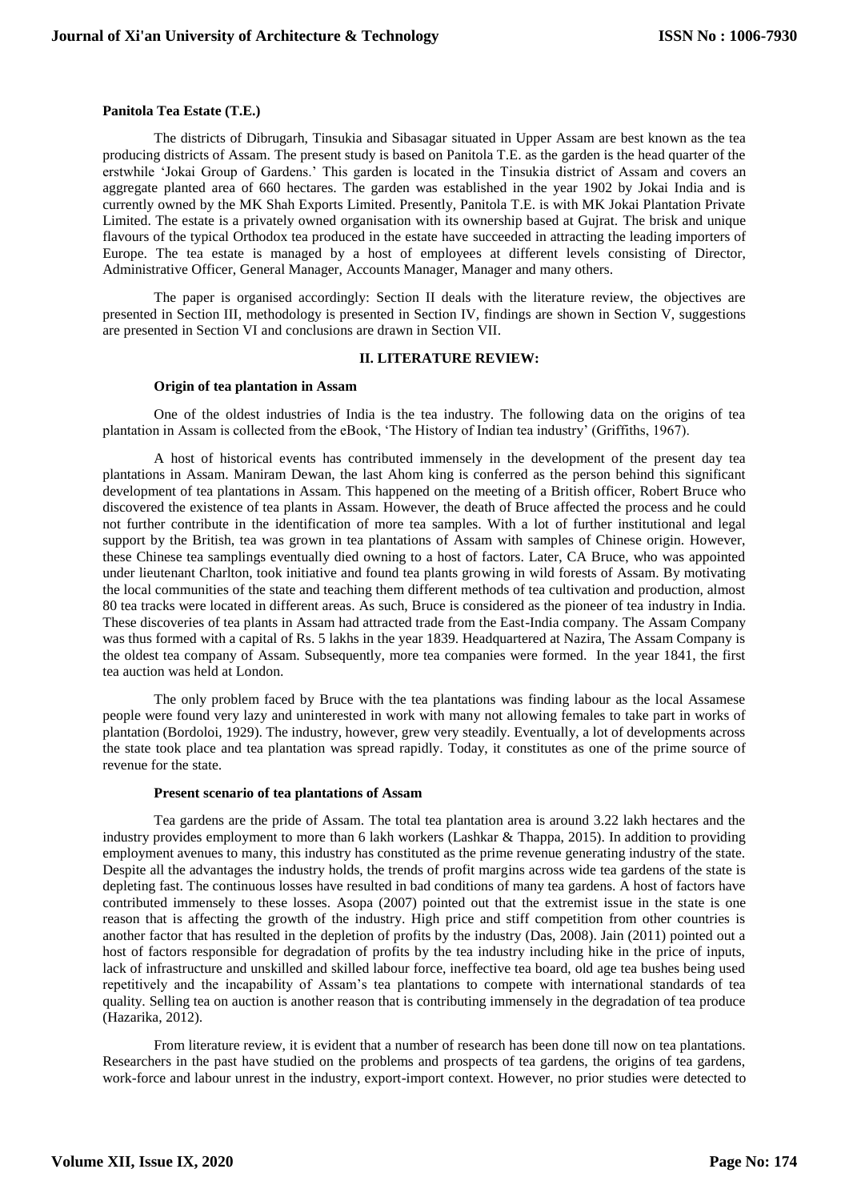**Panitola Tea Estate (T.E.)**

The districts of Dibrugarh, Tinsukia and Sibasagar situated in Upper Assam are best known as the tea producing districts of Assam. The present study is based on Panitola T.E. as the garden is the head quarter of the erstwhile 'Jokai Group of Gardens.' This garden is located in the Tinsukia district of Assam and covers an aggregate planted area of 660 hectares. The garden was established in the year 1902 by Jokai India and is currently owned by the MK Shah Exports Limited. Presently, Panitola T.E. is with MK Jokai Plantation Private Limited. The estate is a privately owned organisation with its ownership based at Gujrat. The brisk and unique flavours of the typical Orthodox tea produced in the estate have succeeded in attracting the leading importers of Europe. The tea estate is managed by a host of employees at different levels consisting of Director, Administrative Officer, General Manager, Accounts Manager, Manager and many others.

The paper is organised accordingly: Section II deals with the literature review, the objectives are presented in Section III, methodology is presented in Section IV, findings are shown in Section V, suggestions are presented in Section VI and conclusions are drawn in Section VII.

## II. LITERATURE REVIEW:

**Origin of tea plantation in Assam**

One of the oldest industries of India is the tea industry. The following data on the origins of tea plantation in Assam is collected from the eBook, 'The History of Indian tea industry' (Griffiths, 1967).

A host of historical events has contributed immensely in the development of the present day tea plantations in Assam. Maniram Dewan, the last Ahom king is conferred as the person behind this significant development of tea plantations in Assam. This happened on the meeting of a British officer, Robert Bruce who discovered the existence of tea plants in Assam. However, the death of Bruce affected the process and he could not further contribute in the identification of more tea samples. With a lot of further institutional and legal support by the British, tea was grown in tea plantations of Assam with samples of Chinese origin. However, these Chinese tea samplings eventually died owning to a host of factors. Later, CA Bruce, who was appointed under lieutenant Charlton, took initiative and found tea plants growing in wild forests of Assam. By motivating the local communities of the state and teaching them different methods of tea cultivation and production, almost 80 tea tracks were located in different areas. As such, Bruce is considered as the pioneer of tea industry in India. These discoveries of tea plants in Assam had attracted trade from the East-India company. The Assam Company was thus formed with a capital of Rs. 5 lakhs in the year 1839. Headquartered at Nazira, The Assam Company is the oldest tea company of Assam. Subsequently, more tea companies were formed. In the year 1841, the first tea auction was held at London.

The only problem faced by Bruce with the tea plantations was finding labour as the local Assamese people were found very lazy and uninterested in work with many not allowing females to take part in works of plantation (Bordoloi, 1929). The industry, however, grew very steadily. Eventually, a lot of developments across the state took place and tea plantation was spread rapidly. Today, it constitutes as one of the prime source of revenue for the state.

**Present scenario of tea plantations of Assam**

Tea gardens are the pride of Assam. The total tea plantation area is around 3.22 lakh hectares and the industry provides employment to more than 6 lakh workers (Lashkar & Thappa, 2015). In addition to providing employment avenues to many, this industry has constituted as the prime revenue generating industry of the state. Despite all the advantages the industry holds, the trends of profit margins across wide tea gardens of the state is depleting fast. The continuous losses have resulted in bad conditions of many tea gardens. A host of factors have contributed immensely to these losses. Asopa (2007) pointed out that the extremist issue in the state is one reason that is affecting the growth of the industry. High price and stiff competition from other countries is another factor that has resulted in the depletion of profits by the industry (Das, 2008). Jain (2011) pointed out a host of factors responsible for degradation of profits by the tea industry including hike in the price of inputs, lack of infrastructure and unskilled and skilled labour force, ineffective tea board, old age tea bushes being used repetitively and the incapability of Assam's tea plantations to compete with international standards of tea quality. Selling tea on auction is another reason that is contributing immensely in the degradation of tea produce (Hazarika, 2012).

From literature review, it is evident that a number of research has been done till now on tea plantations. Researchers in the past have studied on the problems and prospects of tea gardens, the origins of tea gardens, work-force and labour unrest in the industry, export-import context. However, no prior studies were detected to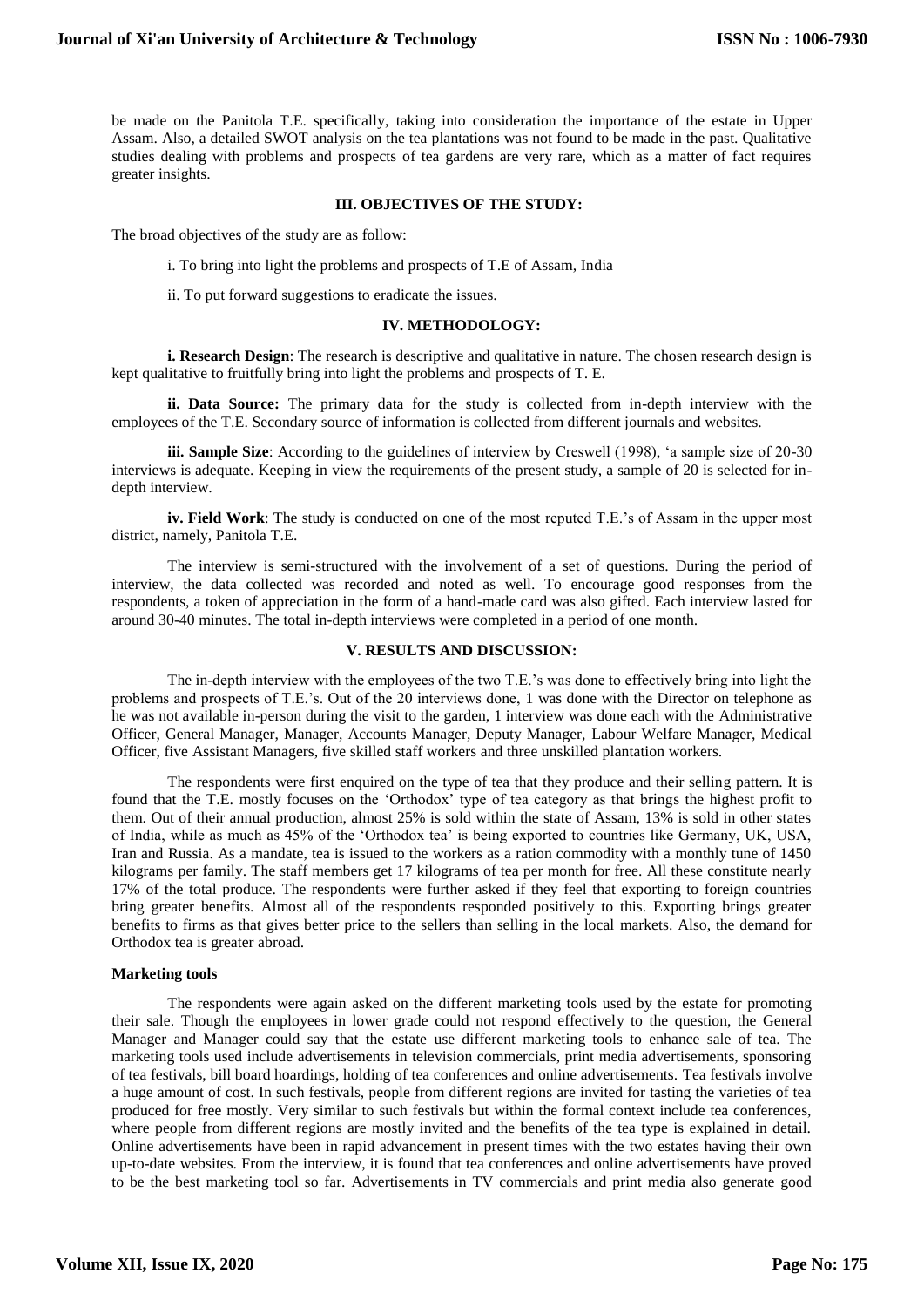be made on the Panitola T.E. specifically, taking into consideration the importance of the estate in Upper Assam. Also, a detailed SWOT analysis on the tea plantations was not found to be made in the past. Qualitative studies dealing with problems and prospects of tea gardens are very rare, which as a matter of fact requires greater insights.

## III. OBJECTIVES OF THE STUDY:

The broad objectives of the study are as follow:

i. To bring into light the problems and prospects of T.E of Assam, India

ii. To put forward suggestions to eradicate the issues.

## IV. METHODOLOGY:

**i. Research Design**: The research is descriptive and qualitative in nature. The chosen research design is kept qualitative to fruitfully bring into light the problems and prospects of T. E.

**ii. Data Source:** The primary data for the study is collected from in-depth interview with the employees of the T.E. Secondary source of information is collected from different journals and websites.

**iii. Sample Size**: According to the guidelines of interview by Creswell (1998), 'a sample size of 20-30 interviews is adequate. Keeping in view the requirements of the present study, a sample of 20 is selected for in-depth interview.

**iv. Field Work**: The study is conducted on one of the most reputed T.E.'s of Assam in the upper most district, namely, Panitola T.E.

The interview is semi-structured with the involvement of a set of questions. During the period of interview, the data collected was recorded and noted as well. To encourage good responses from the respondents, a token of appreciation in the form of a hand-made card was also gifted. Each interview lasted for around 30-40 minutes. The total in-depth interviews were completed in a period of one month.

## V. RESULTS AND DISCUSSION:

The in-depth interview with the employees of the two T.E.'s was done to effectively bring into light the problems and prospects of T.E.'s. Out of the 20 interviews done, 1 was done with the Director on telephone as he was not available in-person during the visit to the garden, 1 interview was done each with the Administrative Officer, General Manager, Manager, Accounts Manager, Deputy Manager, Labour Welfare Manager, Medical Officer, five Assistant Managers, five skilled staff workers and three unskilled plantation workers.

The respondents were first enquired on the type of tea that they produce and their selling pattern. It is found that the T.E. mostly focuses on the 'Orthodox' type of tea category as that brings the highest profit to them. Out of their annual production, almost 25% is sold within the state of Assam, 13% is sold in other states of India, while as much as 45% of the 'Orthodox tea' is being exported to countries like Germany, UK, USA, Iran and Russia. As a mandate, tea is issued to the workers as a ration commodity with a monthly tune of 1450 kilograms per family. The staff members get 17 kilograms of tea per month for free. All these constitute nearly 17% of the total produce. The respondents were further asked if they feel that exporting to foreign countries bring greater benefits. Almost all of the respondents responded positively to this. Exporting brings greater benefits to firms as that gives better price to the sellers than selling in the local markets. Also, the demand for Orthodox tea is greater abroad.

### Marketing tools

The respondents were again asked on the different marketing tools used by the estate for promoting their sale. Though the employees in lower grade could not respond effectively to the question, the General Manager and Manager could say that the estate use different marketing tools to enhance sale of tea. The marketing tools used include advertisements in television commercials, print media advertisements, sponsoring of tea festivals, bill board hoardings, holding of tea conferences and online advertisements. Tea festivals involve a huge amount of cost. In such festivals, people from different regions are invited for tasting the varieties of tea produced for free mostly. Very similar to such festivals but within the formal context include tea conferences, where people from different regions are mostly invited and the benefits of the tea type is explained in detail. Online advertisements have been in rapid advancement in present times with the two estates having their own up-to-date websites. From the interview, it is found that tea conferences and online advertisements have proved to be the best marketing tool so far. Advertisements in TV commercials and print media also generate good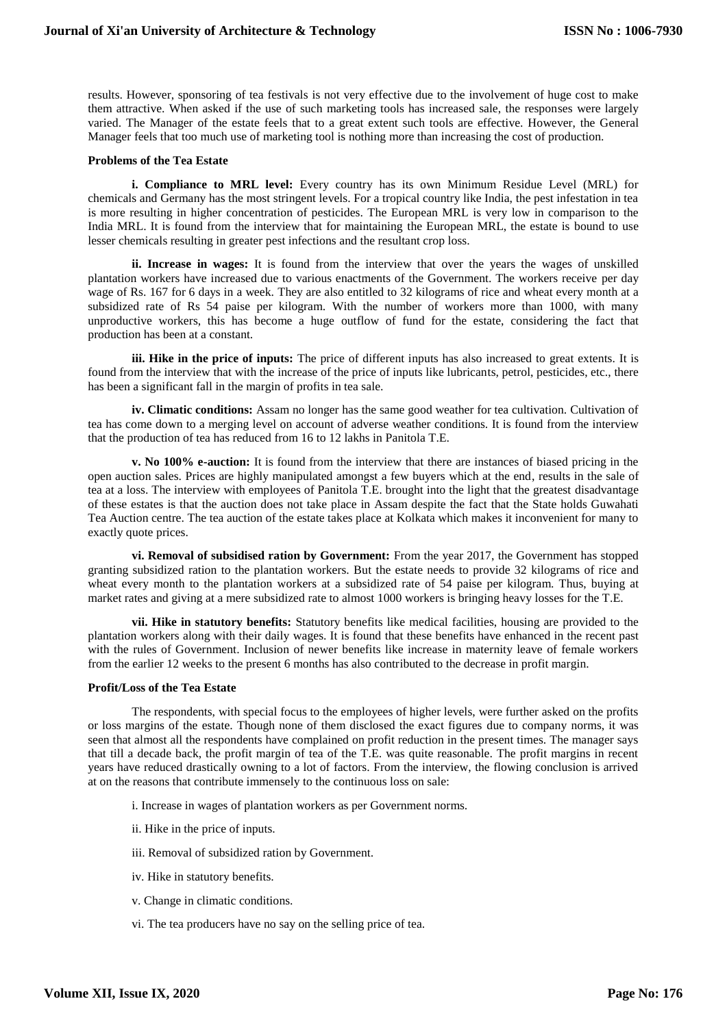results. However, sponsoring of tea festivals is not very effective due to the involvement of huge cost to make them attractive. When asked if the use of such marketing tools has increased sale, the responses were largely varied. The Manager of the estate feels that to a great extent such tools are effective. However, the General Manager feels that too much use of marketing tool is nothing more than increasing the cost of production.

**Problems of the Tea Estate**

**i. Compliance to MRL level:** Every country has its own Minimum Residue Level (MRL) for chemicals and Germany has the most stringent levels. For a tropical country like India, the pest infestation in tea is more resulting in higher concentration of pesticides. The European MRL is very low in comparison to the India MRL. It is found from the interview that for maintaining the European MRL, the estate is bound to use lesser chemicals resulting in greater pest infections and the resultant crop loss.

**ii. Increase in wages:** It is found from the interview that over the years the wages of unskilled plantation workers have increased due to various enactments of the Government. The workers receive per day wage of Rs. 167 for 6 days in a week. They are also entitled to 32 kilograms of rice and wheat every month at a subsidized rate of Rs 54 paise per kilogram. With the number of workers more than 1000, with many unproductive workers, this has become a huge outflow of fund for the estate, considering the fact that production has been at a constant.

**iii. Hike in the price of inputs:** The price of different inputs has also increased to great extents. It is found from the interview that with the increase of the price of inputs like lubricants, petrol, pesticides, etc., there has been a significant fall in the margin of profits in tea sale.

**iv. Climatic conditions:** Assam no longer has the same good weather for tea cultivation. Cultivation of tea has come down to a merging level on account of adverse weather conditions. It is found from the interview that the production of tea has reduced from 16 to 12 lakhs in Panitola T.E.

**v. No 100% e-auction:** It is found from the interview that there are instances of biased pricing in the open auction sales. Prices are highly manipulated amongst a few buyers which at the end, results in the sale of tea at a loss. The interview with employees of Panitola T.E. brought into the light that the greatest disadvantage of these estates is that the auction does not take place in Assam despite the fact that the State holds Guwahati Tea Auction centre. The tea auction of the estate takes place at Kolkata which makes it inconvenient for many to exactly quote prices.

**vi. Removal of subsidised ration by Government:** From the year 2017, the Government has stopped granting subsidized ration to the plantation workers. But the estate needs to provide 32 kilograms of rice and wheat every month to the plantation workers at a subsidized rate of 54 paise per kilogram. Thus, buying at market rates and giving at a mere subsidized rate to almost 1000 workers is bringing heavy losses for the T.E.

**vii. Hike in statutory benefits:** Statutory benefits like medical facilities, housing are provided to the plantation workers along with their daily wages. It is found that these benefits have enhanced in the recent past with the rules of Government. Inclusion of newer benefits like increase in maternity leave of female workers from the earlier 12 weeks to the present 6 months has also contributed to the decrease in profit margin.

**Profit/Loss of the Tea Estate**

The respondents, with special focus to the employees of higher levels, were further asked on the profits or loss margins of the estate. Though none of them disclosed the exact figures due to company norms, it was seen that almost all the respondents have complained on profit reduction in the present times. The manager says that till a decade back, the profit margin of tea of the T.E. was quite reasonable. The profit margins in recent years have reduced drastically owning to a lot of factors. From the interview, the flowing conclusion is arrived at on the reasons that contribute immensely to the continuous loss on sale:

i. Increase in wages of plantation workers as per Government norms.

ii. Hike in the price of inputs.

iii. Removal of subsidized ration by Government.

iv. Hike in statutory benefits.

v. Change in climatic conditions.

vi. The tea producers have no say on the selling price of tea.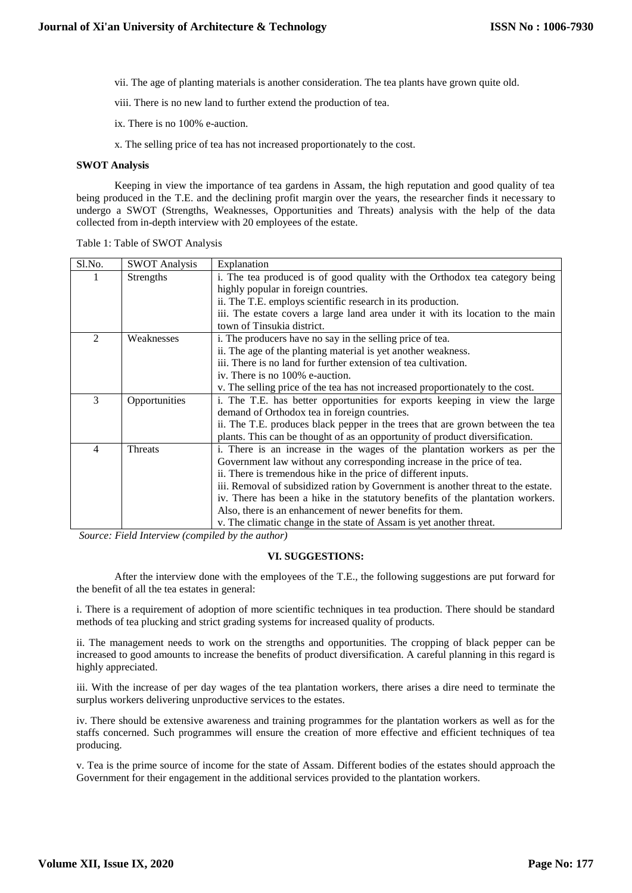vii. The age of planting materials is another consideration. The tea plants have grown quite old.

viii. There is no new land to further extend the production of tea.

ix. There is no 100% e-auction.

x. The selling price of tea has not increased proportionately to the cost.

**SWOT Analysis**

Keeping in view the importance of tea gardens in Assam, the high reputation and good quality of tea being produced in the T.E. and the declining profit margin over the years, the researcher finds it necessary to undergo a SWOT (Strengths, Weaknesses, Opportunities and Threats) analysis with the help of the data collected from in-depth interview with 20 employees of the estate.

Table 1: Table of SWOT Analysis

| Sl.No. | SWOT Analysis | Explanation |
|---|---|---|
| 1 | Strengths | i. The tea produced is of good quality with the Orthodox tea category being highly popular in foreign countries.<br>ii. The T.E. employs scientific research in its production.<br>iii. The estate covers a large land area under it with its location to the main town of Tinsukia district. |
| 2 | Weaknesses | i. The producers have no say in the selling price of tea.<br>ii. The age of the planting material is yet another weakness.<br>iii. There is no land for further extension of tea cultivation.<br>iv. There is no 100% e-auction.<br>v. The selling price of the tea has not increased proportionately to the cost. |
| 3 | Opportunities | i. The T.E. has better opportunities for exports keeping in view the large demand of Orthodox tea in foreign countries.<br>ii. The T.E. produces black pepper in the trees that are grown between the tea plants. This can be thought of as an opportunity of product diversification. |
| 4 | Threats | i. There is an increase in the wages of the plantation workers as per the Government law without any corresponding increase in the price of tea.<br>ii. There is tremendous hike in the price of different inputs.<br>iii. Removal of subsidized ration by Government is another threat to the estate.<br>iv. There has been a hike in the statutory benefits of the plantation workers. Also, there is an enhancement of newer benefits for them.<br>v. The climatic change in the state of Assam is yet another threat. |

*Source: Field Interview (compiled by the author)*

## VI. SUGGESTIONS:

After the interview done with the employees of the T.E., the following suggestions are put forward for the benefit of all the tea estates in general:

i. There is a requirement of adoption of more scientific techniques in tea production. There should be standard methods of tea plucking and strict grading systems for increased quality of products.

ii. The management needs to work on the strengths and opportunities. The cropping of black pepper can be increased to good amounts to increase the benefits of product diversification. A careful planning in this regard is highly appreciated.

iii. With the increase of per day wages of the tea plantation workers, there arises a dire need to terminate the surplus workers delivering unproductive services to the estates.

iv. There should be extensive awareness and training programmes for the plantation workers as well as for the staffs concerned. Such programmes will ensure the creation of more effective and efficient techniques of tea producing.

v. Tea is the prime source of income for the state of Assam. Different bodies of the estates should approach the Government for their engagement in the additional services provided to the plantation workers.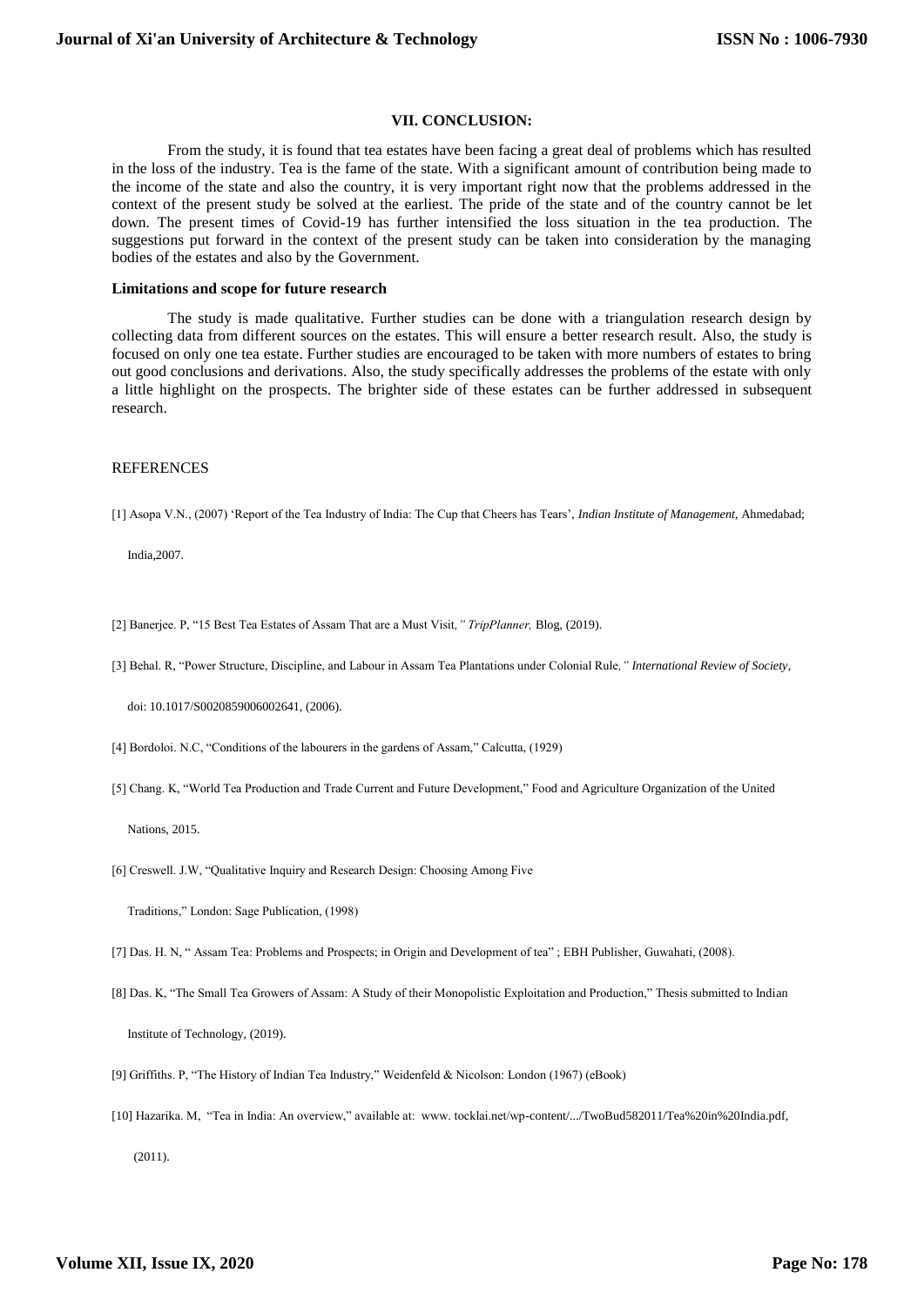## VII. CONCLUSION:

From the study, it is found that tea estates have been facing a great deal of problems which has resulted in the loss of the industry. Tea is the fame of the state. With a significant amount of contribution being made to the income of the state and also the country, it is very important right now that the problems addressed in the context of the present study be solved at the earliest. The pride of the state and of the country cannot be let down. The present times of Covid-19 has further intensified the loss situation in the tea production. The suggestions put forward in the context of the present study can be taken into consideration by the managing bodies of the estates and also by the Government.

### Limitations and scope for future research

The study is made qualitative. Further studies can be done with a triangulation research design by collecting data from different sources on the estates. This will ensure a better research result. Also, the study is focused on only one tea estate. Further studies are encouraged to be taken with more numbers of estates to bring out good conclusions and derivations. Also, the study specifically addresses the problems of the estate with only a little highlight on the prospects. The brighter side of these estates can be further addressed in subsequent research.

## REFERENCES

[1] Asopa V.N., (2007) 'Report of the Tea Industry of India: The Cup that Cheers has Tears', *Indian Institute of Management*, Ahmedabad; India,2007.

[2] Banerjee. P, "15 Best Tea Estates of Assam That are a Must Visit*," TripPlanner,* Blog, (2019).

[3] Behal. R, "Power Structure, Discipline, and Labour in Assam Tea Plantations under Colonial Rule*," International Review of Society*, doi: 10.1017/S0020859006002641, (2006).

[4] Bordoloi. N.C, "Conditions of the labourers in the gardens of Assam," Calcutta, (1929)

[5] Chang. K, "World Tea Production and Trade Current and Future Development," Food and Agriculture Organization of the United Nations, 2015.

[6] Creswell. J.W, "Qualitative Inquiry and Research Design: Choosing Among Five Traditions," London: Sage Publication, (1998)

[7] Das. H. N, " Assam Tea: Problems and Prospects; in Origin and Development of tea" ; EBH Publisher, Guwahati, (2008).

[8] Das. K, "The Small Tea Growers of Assam: A Study of their Monopolistic Exploitation and Production," Thesis submitted to Indian Institute of Technology, (2019).

[9] Griffiths. P, "The History of Indian Tea Industry," Weidenfeld & Nicolson: London (1967) (eBook)

[10] Hazarika. M, "Tea in India: An overview," available at: www. tocklai.net/wp-content/.../TwoBud582011/Tea%20in%20India.pdf, (2011).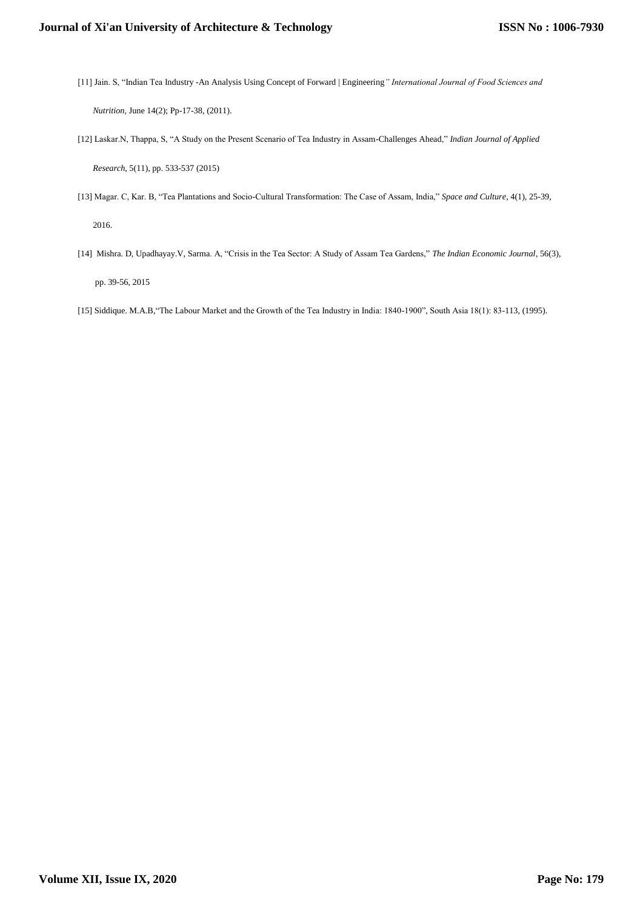[11] Jain. S, "Indian Tea Industry -An Analysis Using Concept of Forward | Engineering*" International Journal of Food Sciences and Nutrition,* June 14(2); Pp-17-38, (2011).

[12] Laskar.N, Thappa, S, "A Study on the Present Scenario of Tea Industry in Assam-Challenges Ahead," *Indian Journal of Applied Research*, 5(11), pp. 533-537 (2015)

[13] Magar. C, Kar. B, "Tea Plantations and Socio-Cultural Transformation: The Case of Assam, India," *Space and Culture*, 4(1), 25-39, 2016.

[14] Mishra. D, Upadhayay.V, Sarma. A, "Crisis in the Tea Sector: A Study of Assam Tea Gardens," *The Indian Economic Journal*, 56(3), pp. 39-56, 2015

[15] Siddique. M.A.B,"The Labour Market and the Growth of the Tea Industry in India: 1840-1900", South Asia 18(1): 83-113, (1995).